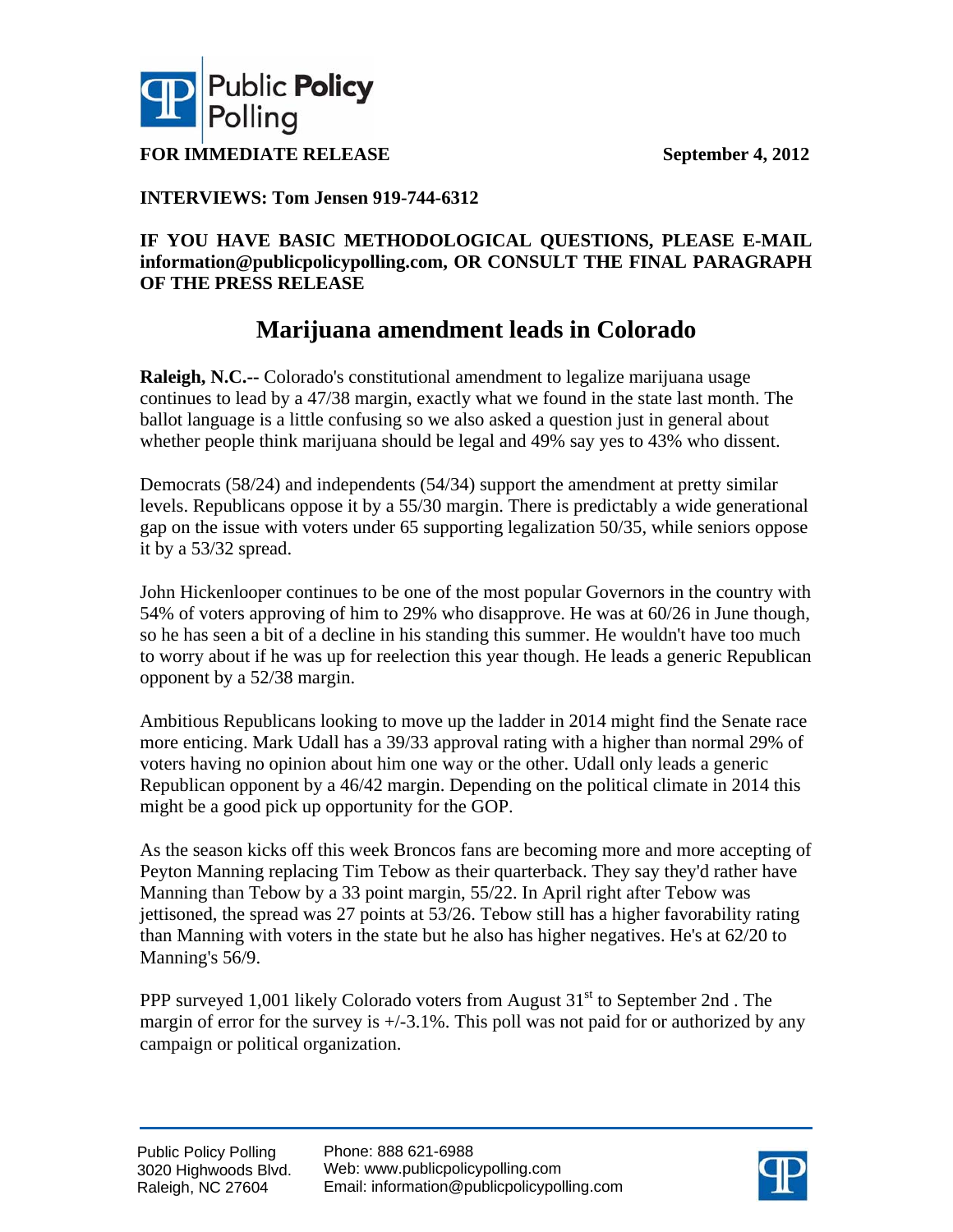**FOR IMMEDIATE RELEASE** **September 4, 2012**

**INTERVIEWS: Tom Jensen 919-744-6312**

**IF YOU HAVE BASIC METHODOLOGICAL QUESTIONS, PLEASE E-MAIL information@publicpolicypolling.com, OR CONSULT THE FINAL PARAGRAPH OF THE PRESS RELEASE**

# Marijuana amendment leads in Colorado

**Raleigh, N.C.--** Colorado's constitutional amendment to legalize marijuana usage continues to lead by a 47/38 margin, exactly what we found in the state last month. The ballot language is a little confusing so we also asked a question just in general about whether people think marijuana should be legal and 49% say yes to 43% who dissent.

Democrats (58/24) and independents (54/34) support the amendment at pretty similar levels. Republicans oppose it by a 55/30 margin. There is predictably a wide generational gap on the issue with voters under 65 supporting legalization 50/35, while seniors oppose it by a 53/32 spread.

John Hickenlooper continues to be one of the most popular Governors in the country with 54% of voters approving of him to 29% who disapprove. He was at 60/26 in June though, so he has seen a bit of a decline in his standing this summer. He wouldn't have too much to worry about if he was up for reelection this year though. He leads a generic Republican opponent by a 52/38 margin.

Ambitious Republicans looking to move up the ladder in 2014 might find the Senate race more enticing. Mark Udall has a 39/33 approval rating with a higher than normal 29% of voters having no opinion about him one way or the other. Udall only leads a generic Republican opponent by a 46/42 margin. Depending on the political climate in 2014 this might be a good pick up opportunity for the GOP.

As the season kicks off this week Broncos fans are becoming more and more accepting of Peyton Manning replacing Tim Tebow as their quarterback. They say they'd rather have Manning than Tebow by a 33 point margin, 55/22. In April right after Tebow was jettisoned, the spread was 27 points at 53/26. Tebow still has a higher favorability rating than Manning with voters in the state but he also has higher negatives. He's at 62/20 to Manning's 56/9.

PPP surveyed 1,001 likely Colorado voters from August 31st to September 2nd . The margin of error for the survey is +/-3.1%. This poll was not paid for or authorized by any campaign or political organization.

Public Policy Polling
3020 Highwoods Blvd.
Raleigh, NC 27604

Phone: 888 621-6988
Web: www.publicpolicypolling.com
Email: information@publicpolicypolling.com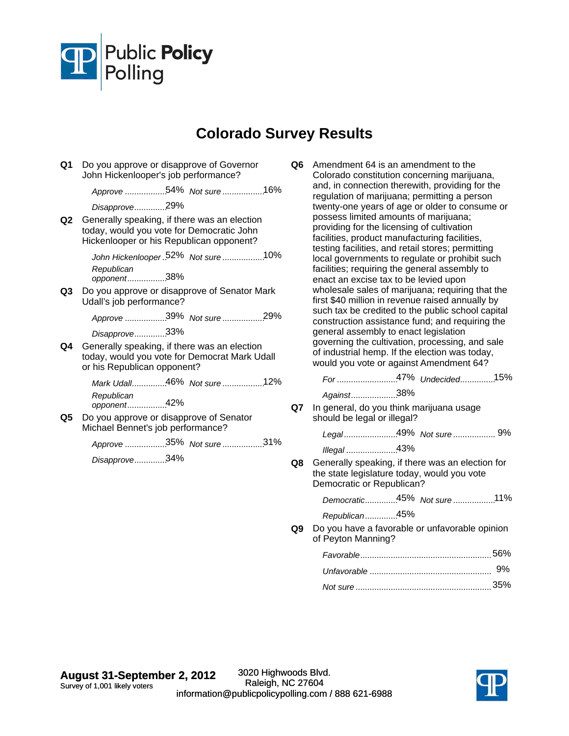# Colorado Survey Results

**Q1** Do you approve or disapprove of Governor John Hickenlooper's job performance?

| | |
|---|---|
| Approve | 54% |
| Disapprove | 29% |
| Not sure | 16% |

**Q2** Generally speaking, if there was an election today, would you vote for Democratic John Hickenlooper or his Republican opponent?

| | |
|---|---|
| John Hickenlooper | 52% |
| Republican opponent | 38% |
| Not sure | 10% |

**Q3** Do you approve or disapprove of Senator Mark Udall's job performance?

| | |
|---|---|
| Approve | 39% |
| Disapprove | 33% |
| Not sure | 29% |

**Q4** Generally speaking, if there was an election today, would you vote for Democrat Mark Udall or his Republican opponent?

| | |
|---|---|
| Mark Udall | 46% |
| Republican opponent | 42% |
| Not sure | 12% |

**Q5** Do you approve or disapprove of Senator Michael Bennet's job performance?

| | |
|---|---|
| Approve | 35% |
| Disapprove | 34% |
| Not sure | 31% |

**Q6** Amendment 64 is an amendment to the Colorado constitution concerning marijuana, and, in connection therewith, providing for the regulation of marijuana; permitting a person twenty-one years of age or older to consume or possess limited amounts of marijuana; providing for the licensing of cultivation facilities, product manufacturing facilities, testing facilities, and retail stores; permitting local governments to regulate or prohibit such facilities; requiring the general assembly to enact an excise tax to be levied upon wholesale sales of marijuana; requiring that the first $40 million in revenue raised annually by such tax be credited to the public school capital construction assistance fund; and requiring the general assembly to enact legislation governing the cultivation, processing, and sale of industrial hemp. If the election was today, would you vote or against Amendment 64?

| | |
|---|---|
| For | 47% |
| Against | 38% |
| Undecided | 15% |

**Q7** In general, do you think marijuana usage should be legal or illegal?

| | |
|---|---|
| Legal | 49% |
| Illegal | 43% |
| Not sure | 9% |

**Q8** Generally speaking, if there was an election for the state legislature today, would you vote Democratic or Republican?

| | |
|---|---|
| Democratic | 45% |
| Republican | 45% |
| Not sure | 11% |

**Q9** Do you have a favorable or unfavorable opinion of Peyton Manning?

| | |
|---|---|
| Favorable | 56% |
| Unfavorable | 9% |
| Not sure | 35% |

**August 31-September 2, 2012**
Survey of 1,001 likely voters

3020 Highwoods Blvd.
Raleigh, NC 27604
information@publicpolicypolling.com / 888 621-6988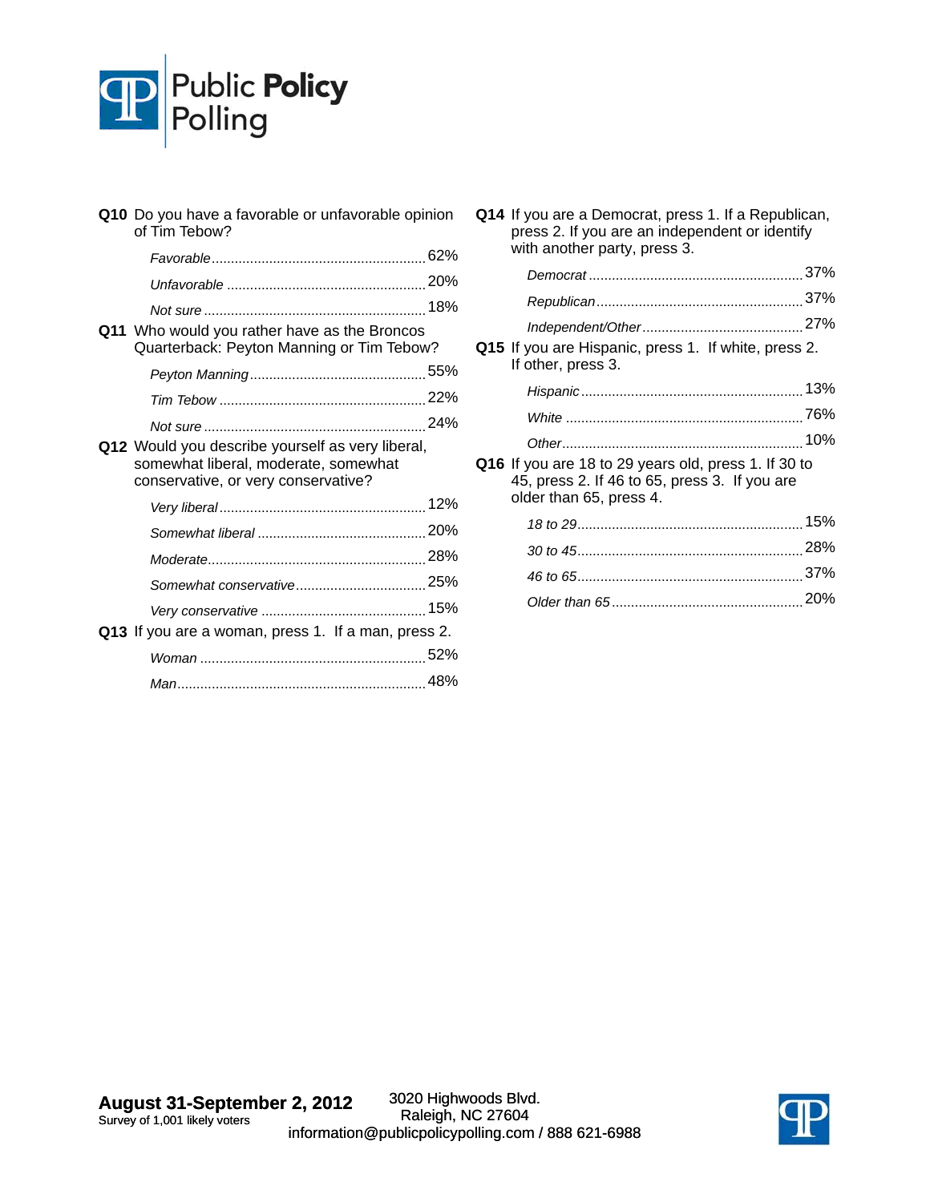**Q10** Do you have a favorable or unfavorable opinion of Tim Tebow?

| | |
|---|---|
| *Favorable* | 62% |
| *Unfavorable* | 20% |
| *Not sure* | 18% |

**Q11** Who would you rather have as the Broncos Quarterback: Peyton Manning or Tim Tebow?

| | |
|---|---|
| *Peyton Manning* | 55% |
| *Tim Tebow* | 22% |
| *Not sure* | 24% |

**Q12** Would you describe yourself as very liberal, somewhat liberal, moderate, somewhat conservative, or very conservative?

| | |
|---|---|
| *Very liberal* | 12% |
| *Somewhat liberal* | 20% |
| *Moderate* | 28% |
| *Somewhat conservative* | 25% |
| *Very conservative* | 15% |

**Q13** If you are a woman, press 1. If a man, press 2.

| | |
|---|---|
| *Woman* | 52% |
| *Man* | 48% |

**Q14** If you are a Democrat, press 1. If a Republican, press 2. If you are an independent or identify with another party, press 3.

| | |
|---|---|
| *Democrat* | 37% |
| *Republican* | 37% |
| *Independent/Other* | 27% |

**Q15** If you are Hispanic, press 1. If white, press 2. If other, press 3.

| | |
|---|---|
| *Hispanic* | 13% |
| *White* | 76% |
| *Other* | 10% |

**Q16** If you are 18 to 29 years old, press 1. If 30 to 45, press 2. If 46 to 65, press 3. If you are older than 65, press 4.

| | |
|---|---|
| *18 to 29* | 15% |
| *30 to 45* | 28% |
| *46 to 65* | 37% |
| *Older than 65* | 20% |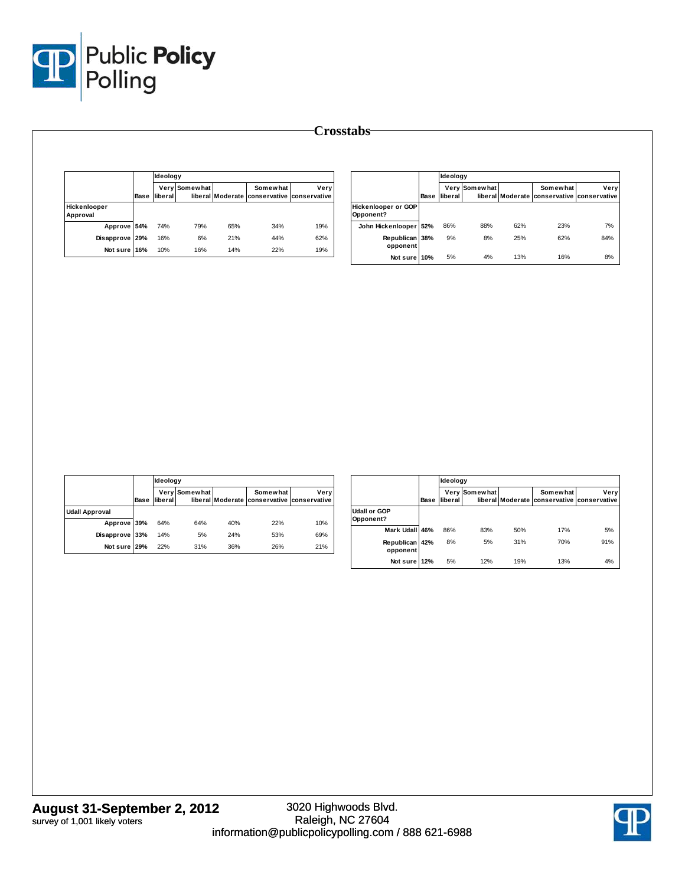# Crosstabs

| | | Ideology | | | | |
|---|---|---|---|---|---|---|
| | Base | Very liberal | Somewhat liberal | Moderate | Somewhat conservative | Very conservative |
| **Hickenlooper Approval** | | | | | | |
| Approve | 54% | 74% | 79% | 65% | 34% | 19% |
| Disapprove | 29% | 16% | 6% | 21% | 44% | 62% |
| Not sure | 16% | 10% | 16% | 14% | 22% | 19% |

| | | Ideology | | | | |
|---|---|---|---|---|---|---|
| | Base | Very liberal | Somewhat liberal | Moderate | Somewhat conservative | Very conservative |
| **Hickenlooper or GOP Opponent?** | | | | | | |
| John Hickenlooper | 52% | 86% | 88% | 62% | 23% | 7% |
| Republican opponent | 38% | 9% | 8% | 25% | 62% | 84% |
| Not sure | 10% | 5% | 4% | 13% | 16% | 8% |

| | | Ideology | | | | |
|---|---|---|---|---|---|---|
| | Base | Very liberal | Somewhat liberal | Moderate | Somewhat conservative | Very conservative |
| **Udall Approval** | | | | | | |
| Approve | 39% | 64% | 64% | 40% | 22% | 10% |
| Disapprove | 33% | 14% | 5% | 24% | 53% | 69% |
| Not sure | 29% | 22% | 31% | 36% | 26% | 21% |

| | | Ideology | | | | |
|---|---|---|---|---|---|---|
| | Base | Very liberal | Somewhat liberal | Moderate | Somewhat conservative | Very conservative |
| **Udall or GOP Opponent?** | | | | | | |
| Mark Udall | 46% | 86% | 83% | 50% | 17% | 5% |
| Republican opponent | 42% | 8% | 5% | 31% | 70% | 91% |
| Not sure | 12% | 5% | 12% | 19% | 13% | 4% |

**August 31-September 2, 2012**
survey of 1,001 likely voters

3020 Highwoods Blvd.
Raleigh, NC 27604
information@publicpolicypolling.com / 888 621-6988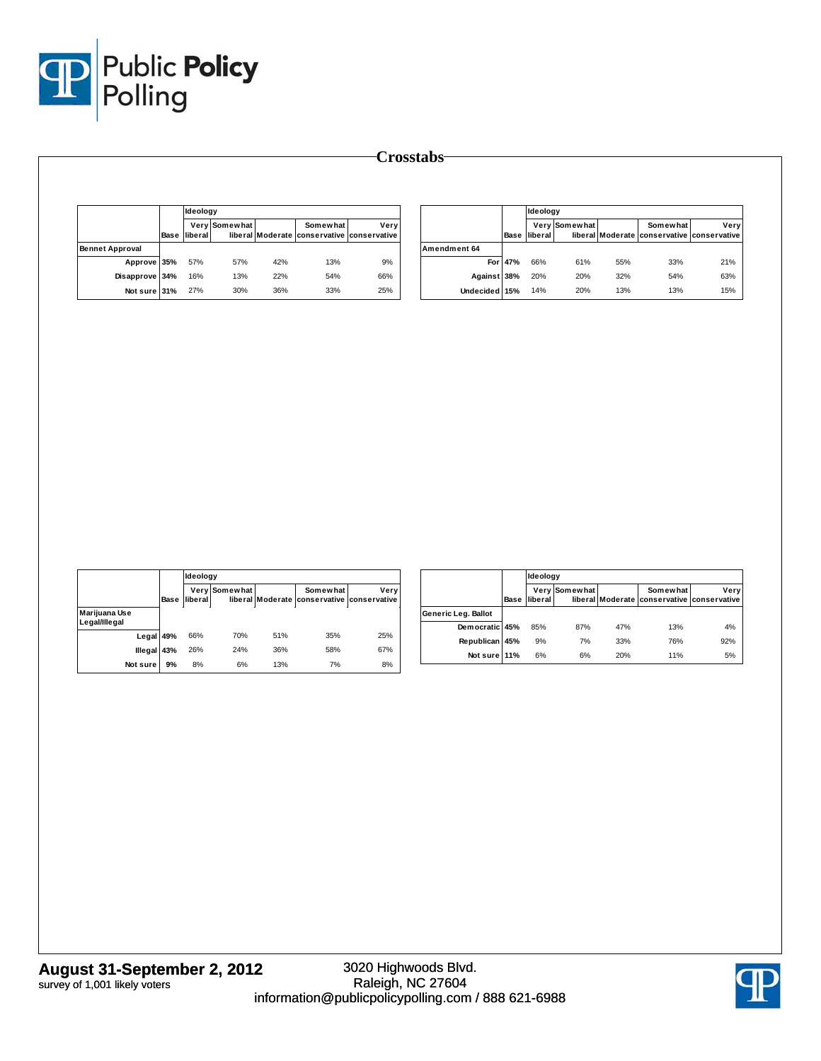# Crosstabs

| | Base | Ideology | | | | |
|---|---|---|---|---|---|---|
| | | Very liberal | Somewhat liberal | Moderate | Somewhat conservative | Very conservative |
| **Bennet Approval** | | | | | | |
| Approve | 35% | 57% | 57% | 42% | 13% | 9% |
| Disapprove | 34% | 16% | 13% | 22% | 54% | 66% |
| Not sure | 31% | 27% | 30% | 36% | 33% | 25% |

| | Base | Ideology | | | | |
|---|---|---|---|---|---|---|
| | | Very liberal | Somewhat liberal | Moderate | Somewhat conservative | Very conservative |
| **Amendment 64** | | | | | | |
| For | 47% | 66% | 61% | 55% | 33% | 21% |
| Against | 38% | 20% | 20% | 32% | 54% | 63% |
| Undecided | 15% | 14% | 20% | 13% | 13% | 15% |

| | Base | Ideology | | | | |
|---|---|---|---|---|---|---|
| | | Very liberal | Somewhat liberal | Moderate | Somewhat conservative | Very conservative |
| **Marijuana Use Legal/Illegal** | | | | | | |
| Legal | 49% | 66% | 70% | 51% | 35% | 25% |
| Illegal | 43% | 26% | 24% | 36% | 58% | 67% |
| Not sure | 9% | 8% | 6% | 13% | 7% | 8% |

| | Base | Ideology | | | | |
|---|---|---|---|---|---|---|
| | | Very liberal | Somewhat liberal | Moderate | Somewhat conservative | Very conservative |
| **Generic Leg. Ballot** | | | | | | |
| Democratic | 45% | 85% | 87% | 47% | 13% | 4% |
| Republican | 45% | 9% | 7% | 33% | 76% | 92% |
| Not sure | 11% | 6% | 6% | 20% | 11% | 5% |

**August 31-September 2, 2012**
survey of 1,001 likely voters

3020 Highwoods Blvd.
Raleigh, NC 27604
information@publicpolicypolling.com / 888 621-6988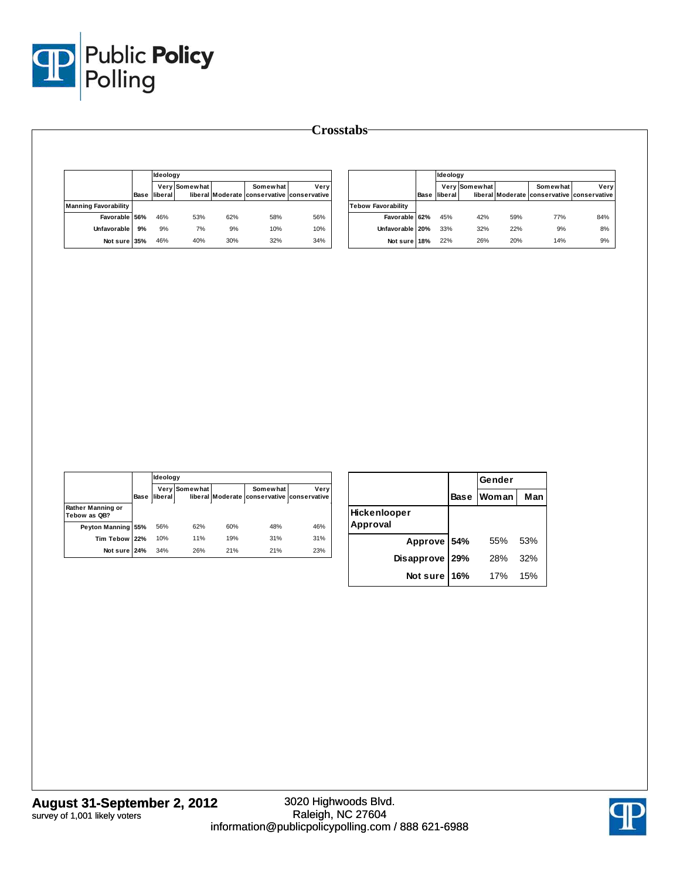# Crosstabs

| | Base | Ideology | | | | |
|---|---|---|---|---|---|---|
| | | Very liberal | Somewhat liberal | Moderate | Somewhat conservative | Very conservative |
| **Manning Favorability** | | | | | | |
| Favorable | 56% | 46% | 53% | 62% | 58% | 56% |
| Unfavorable | 9% | 9% | 7% | 9% | 10% | 10% |
| Not sure | 35% | 46% | 40% | 30% | 32% | 34% |

| | Base | Ideology | | | | |
|---|---|---|---|---|---|---|
| | | Very liberal | Somewhat liberal | Moderate | Somewhat conservative | Very conservative |
| **Tebow Favorability** | | | | | | |
| Favorable | 62% | 45% | 42% | 59% | 77% | 84% |
| Unfavorable | 20% | 33% | 32% | 22% | 9% | 8% |
| Not sure | 18% | 22% | 26% | 20% | 14% | 9% |

| | Base | Ideology | | | | |
|---|---|---|---|---|---|---|
| | | Very liberal | Somewhat liberal | Moderate | Somewhat conservative | Very conservative |
| **Rather Manning or Tebow as QB?** | | | | | | |
| Peyton Manning | 55% | 56% | 62% | 60% | 48% | 46% |
| Tim Tebow | 22% | 10% | 11% | 19% | 31% | 31% |
| Not sure | 24% | 34% | 26% | 21% | 21% | 23% |

| | Base | Gender | |
|---|---|---|---|
| | | Woman | Man |
| **Hickenlooper Approval** | | | |
| Approve | 54% | 55% | 53% |
| Disapprove | 29% | 28% | 32% |
| Not sure | 16% | 17% | 15% |

**August 31-September 2, 2012**
survey of 1,001 likely voters

3020 Highwoods Blvd.
Raleigh, NC 27604
information@publicpolicypolling.com / 888 621-6988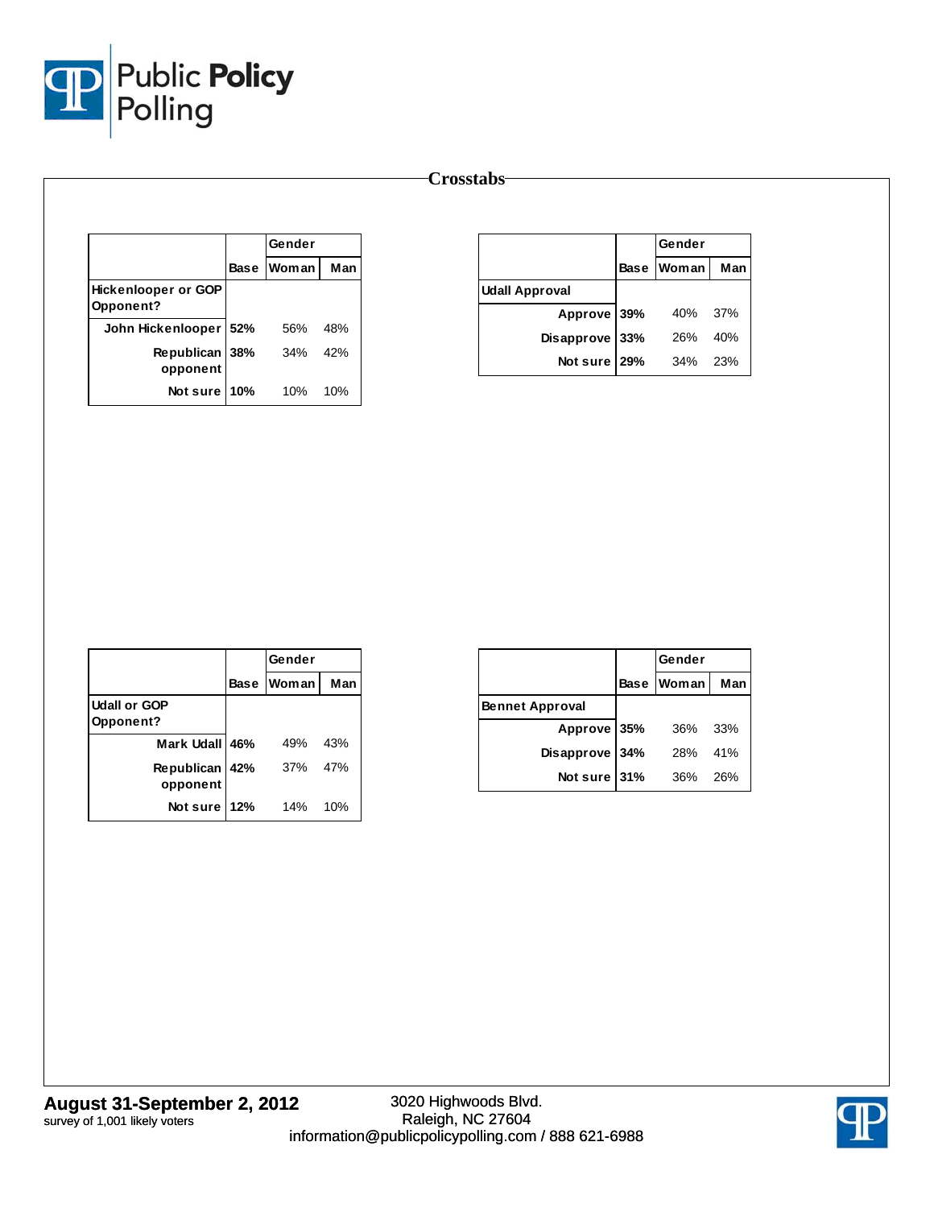# Crosstabs

| | Base | Gender | |
|---|---|---|---|
| | | Woman | Man |
| **Hickenlooper or GOP Opponent?** | | | |
| John Hickenlooper | **52%** | 56% | 48% |
| Republican opponent | **38%** | 34% | 42% |
| Not sure | **10%** | 10% | 10% |

| | Base | Gender | |
|---|---|---|---|
| | | Woman | Man |
| **Udall Approval** | | | |
| Approve | **39%** | 40% | 37% |
| Disapprove | **33%** | 26% | 40% |
| Not sure | **29%** | 34% | 23% |

| | Base | Gender | |
|---|---|---|---|
| | | Woman | Man |
| **Udall or GOP Opponent?** | | | |
| Mark Udall | **46%** | 49% | 43% |
| Republican opponent | **42%** | 37% | 47% |
| Not sure | **12%** | 14% | 10% |

| | Base | Gender | |
|---|---|---|---|
| | | Woman | Man |
| **Bennet Approval** | | | |
| Approve | **35%** | 36% | 33% |
| Disapprove | **34%** | 28% | 41% |
| Not sure | **31%** | 36% | 26% |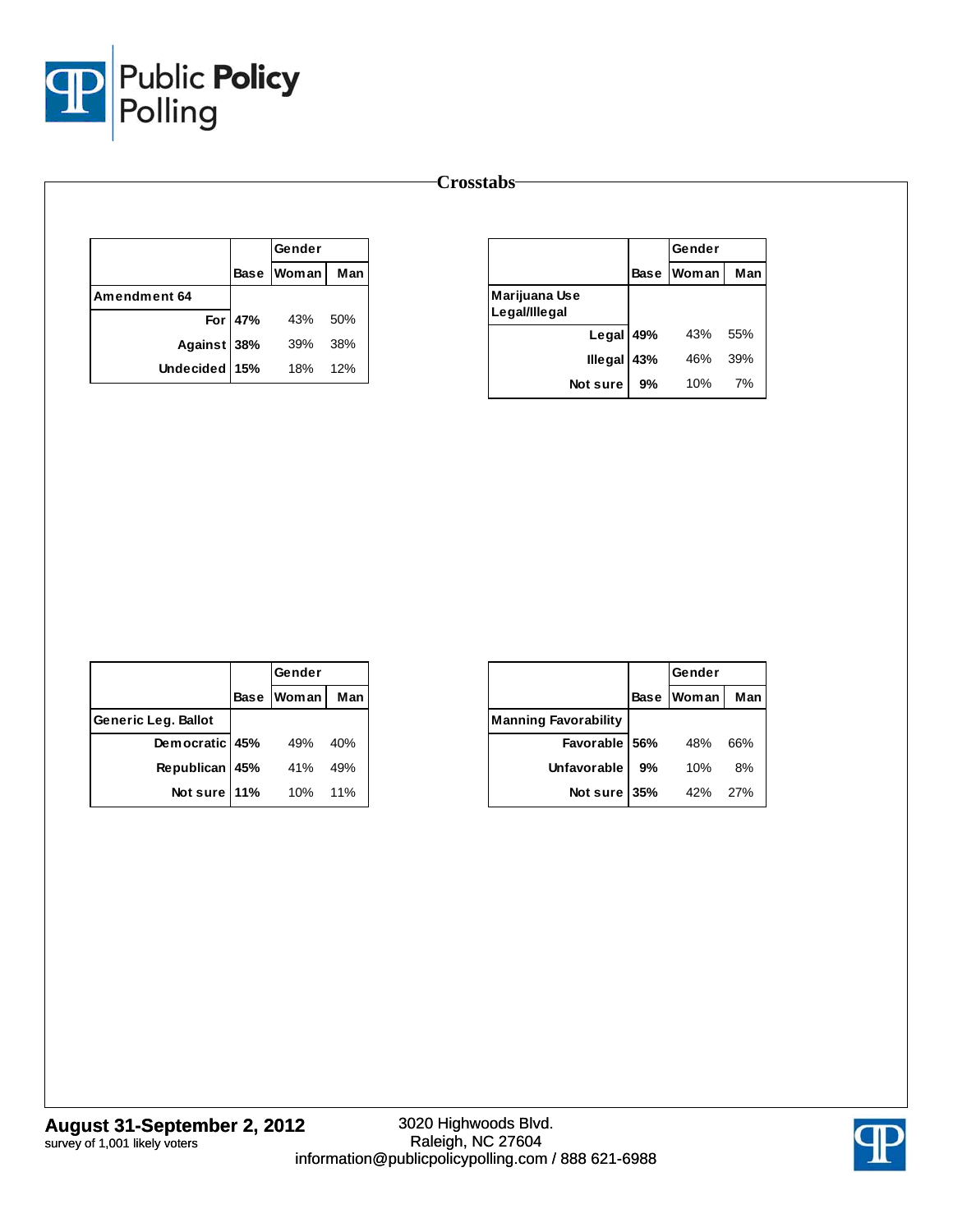## Crosstabs

| | Base | Gender | |
|---|---|---|---|
| | | Woman | Man |
| **Amendment 64** | | | |
| For | **47%** | 43% | 50% |
| Against | **38%** | 39% | 38% |
| Undecided | **15%** | 18% | 12% |

| | Base | Gender | |
|---|---|---|---|
| | | Woman | Man |
| **Marijuana Use Legal/Illegal** | | | |
| Legal | **49%** | 43% | 55% |
| Illegal | **43%** | 46% | 39% |
| Not sure | **9%** | 10% | 7% |

| | Base | Gender | |
|---|---|---|---|
| | | Woman | Man |
| **Generic Leg. Ballot** | | | |
| Democratic | **45%** | 49% | 40% |
| Republican | **45%** | 41% | 49% |
| Not sure | **11%** | 10% | 11% |

| | Base | Gender | |
|---|---|---|---|
| | | Woman | Man |
| **Manning Favorability** | | | |
| Favorable | **56%** | 48% | 66% |
| Unfavorable | **9%** | 10% | 8% |
| Not sure | **35%** | 42% | 27% |

**August 31-September 2, 2012**
survey of 1,001 likely voters

3020 Highwoods Blvd.
Raleigh, NC 27604
information@publicpolicypolling.com / 888 621-6988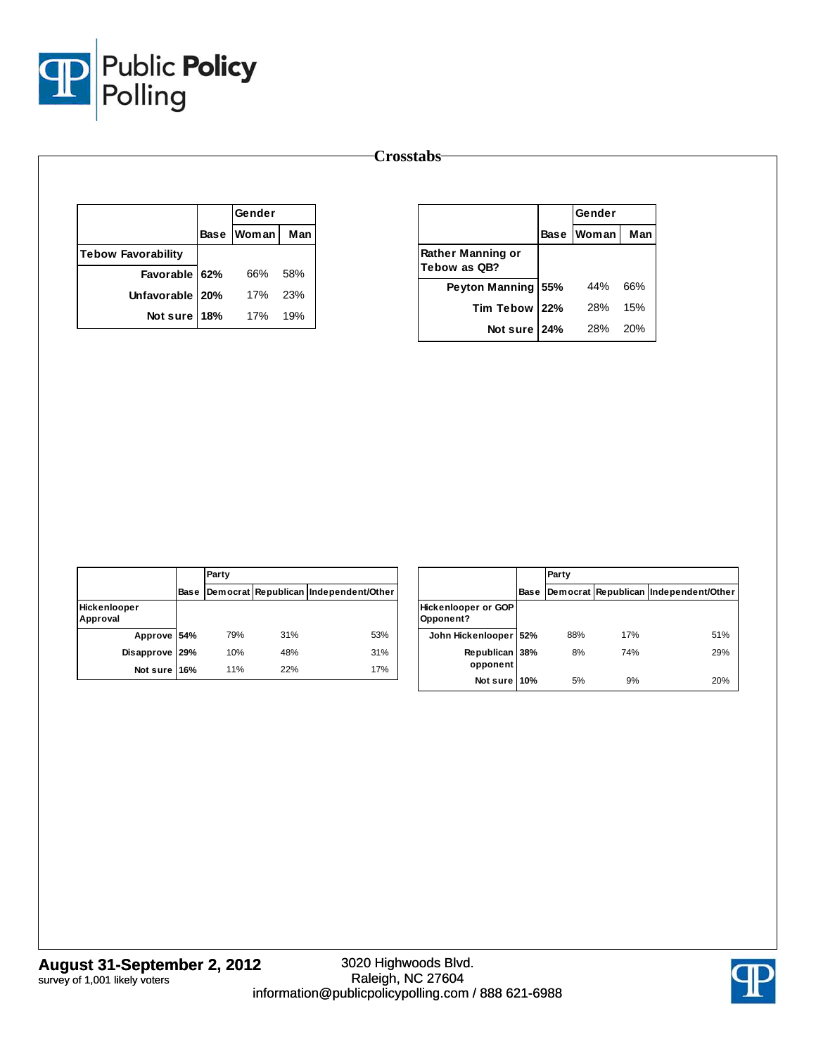# Crosstabs

| | Base | Gender | |
|---|---|---|---|
| | | Woman | Man |
| **Tebow Favorability** | | | |
| Favorable | **62%** | 66% | 58% |
| Unfavorable | **20%** | 17% | 23% |
| Not sure | **18%** | 17% | 19% |

| | Base | Gender | |
|---|---|---|---|
| | | Woman | Man |
| **Rather Manning or Tebow as QB?** | | | |
| Peyton Manning | **55%** | 44% | 66% |
| Tim Tebow | **22%** | 28% | 15% |
| Not sure | **24%** | 28% | 20% |

| | Base | Party | | |
|---|---|---|---|---|
| | | Democrat | Republican | Independent/Other |
| **Hickenlooper Approval** | | | | |
| Approve | **54%** | 79% | 31% | 53% |
| Disapprove | **29%** | 10% | 48% | 31% |
| Not sure | **16%** | 11% | 22% | 17% |

| | Base | Party | | |
|---|---|---|---|---|
| | | Democrat | Republican | Independent/Other |
| **Hickenlooper or GOP Opponent?** | | | | |
| John Hickenlooper | **52%** | 88% | 17% | 51% |
| Republican opponent | **38%** | 8% | 74% | 29% |
| Not sure | **10%** | 5% | 9% | 20% |

**August 31-September 2, 2012**
survey of 1,001 likely voters

3020 Highwoods Blvd.
Raleigh, NC 27604
information@publicpolicypolling.com / 888 621-6988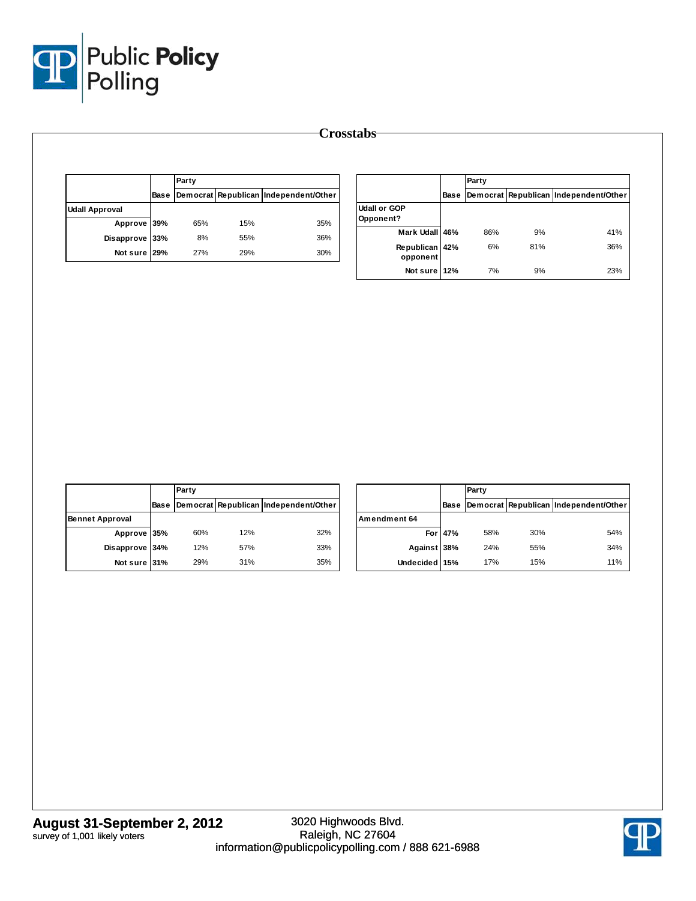# Crosstabs

| | Base | Party: Democrat | Republican | Independent/Other |
|---|---|---|---|---|
| **Udall Approval** | | | | |
| Approve | 39% | 65% | 15% | 35% |
| Disapprove | 33% | 8% | 55% | 36% |
| Not sure | 29% | 27% | 29% | 30% |

| | Base | Party: Democrat | Republican | Independent/Other |
|---|---|---|---|---|
| **Udall or GOP Opponent?** | | | | |
| Mark Udall | 46% | 86% | 9% | 41% |
| Republican opponent | 42% | 6% | 81% | 36% |
| Not sure | 12% | 7% | 9% | 23% |

| | Base | Party: Democrat | Republican | Independent/Other |
|---|---|---|---|---|
| **Bennet Approval** | | | | |
| Approve | 35% | 60% | 12% | 32% |
| Disapprove | 34% | 12% | 57% | 33% |
| Not sure | 31% | 29% | 31% | 35% |

| | Base | Party: Democrat | Republican | Independent/Other |
|---|---|---|---|---|
| **Amendment 64** | | | | |
| For | 47% | 58% | 30% | 54% |
| Against | 38% | 24% | 55% | 34% |
| Undecided | 15% | 17% | 15% | 11% |

**August 31-September 2, 2012**
survey of 1,001 likely voters

3020 Highwoods Blvd.
Raleigh, NC 27604
information@publicpolicypolling.com / 888 621-6988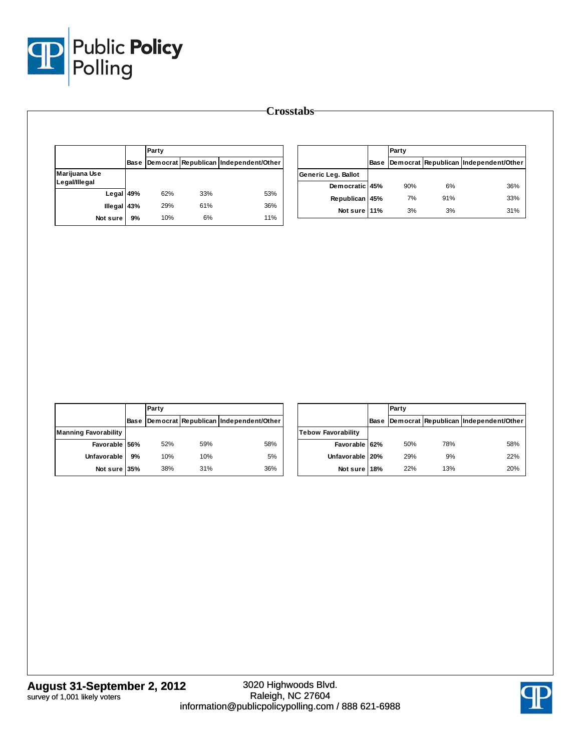# Crosstabs

| | Base | Party | | |
|---|---|---|---|---|
| | | Democrat | Republican | Independent/Other |
| **Marijuana Use Legal/Illegal** | | | | |
| Legal | **49%** | 62% | 33% | 53% |
| Illegal | **43%** | 29% | 61% | 36% |
| Not sure | **9%** | 10% | 6% | 11% |

| | Base | Party | | |
|---|---|---|---|---|
| | | Democrat | Republican | Independent/Other |
| **Generic Leg. Ballot** | | | | |
| Democratic | **45%** | 90% | 6% | 36% |
| Republican | **45%** | 7% | 91% | 33% |
| Not sure | **11%** | 3% | 3% | 31% |

| | Base | Party | | |
|---|---|---|---|---|
| | | Democrat | Republican | Independent/Other |
| **Manning Favorability** | | | | |
| Favorable | **56%** | 52% | 59% | 58% |
| Unfavorable | **9%** | 10% | 10% | 5% |
| Not sure | **35%** | 38% | 31% | 36% |

| | Base | Party | | |
|---|---|---|---|---|
| | | Democrat | Republican | Independent/Other |
| **Tebow Favorability** | | | | |
| Favorable | **62%** | 50% | 78% | 58% |
| Unfavorable | **20%** | 29% | 9% | 22% |
| Not sure | **18%** | 22% | 13% | 20% |

**August 31-September 2, 2012**
survey of 1,001 likely voters

3020 Highwoods Blvd.
Raleigh, NC 27604
information@publicpolicypolling.com / 888 621-6988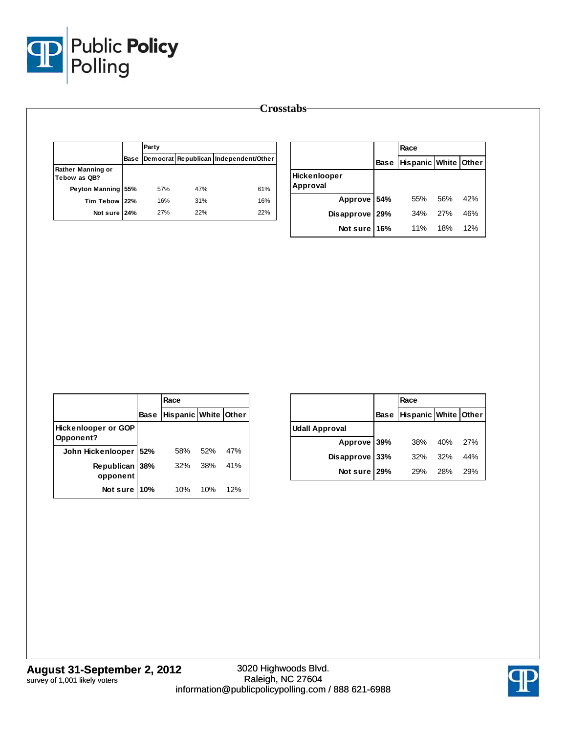# Crosstabs

| | Base | Party | | |
|---|---|---|---|---|
| | | Democrat | Republican | Independent/Other |
| **Rather Manning or Tebow as QB?** | | | | |
| Peyton Manning | 55% | 57% | 47% | 61% |
| Tim Tebow | 22% | 16% | 31% | 16% |
| Not sure | 24% | 27% | 22% | 22% |

| | Base | Race | | |
|---|---|---|---|---|
| | | Hispanic | White | Other |
| **Hickenlooper Approval** | | | | |
| Approve | 54% | 55% | 56% | 42% |
| Disapprove | 29% | 34% | 27% | 46% |
| Not sure | 16% | 11% | 18% | 12% |

| | Base | Race | | |
|---|---|---|---|---|
| | | Hispanic | White | Other |
| **Hickenlooper or GOP Opponent?** | | | | |
| John Hickenlooper | 52% | 58% | 52% | 47% |
| Republican opponent | 38% | 32% | 38% | 41% |
| Not sure | 10% | 10% | 10% | 12% |

| | Base | Race | | |
|---|---|---|---|---|
| | | Hispanic | White | Other |
| **Udall Approval** | | | | |
| Approve | 39% | 38% | 40% | 27% |
| Disapprove | 33% | 32% | 32% | 44% |
| Not sure | 29% | 29% | 28% | 29% |

**August 31-September 2, 2012**
survey of 1,001 likely voters

3020 Highwoods Blvd.
Raleigh, NC 27604
information@publicpolicypolling.com / 888 621-6988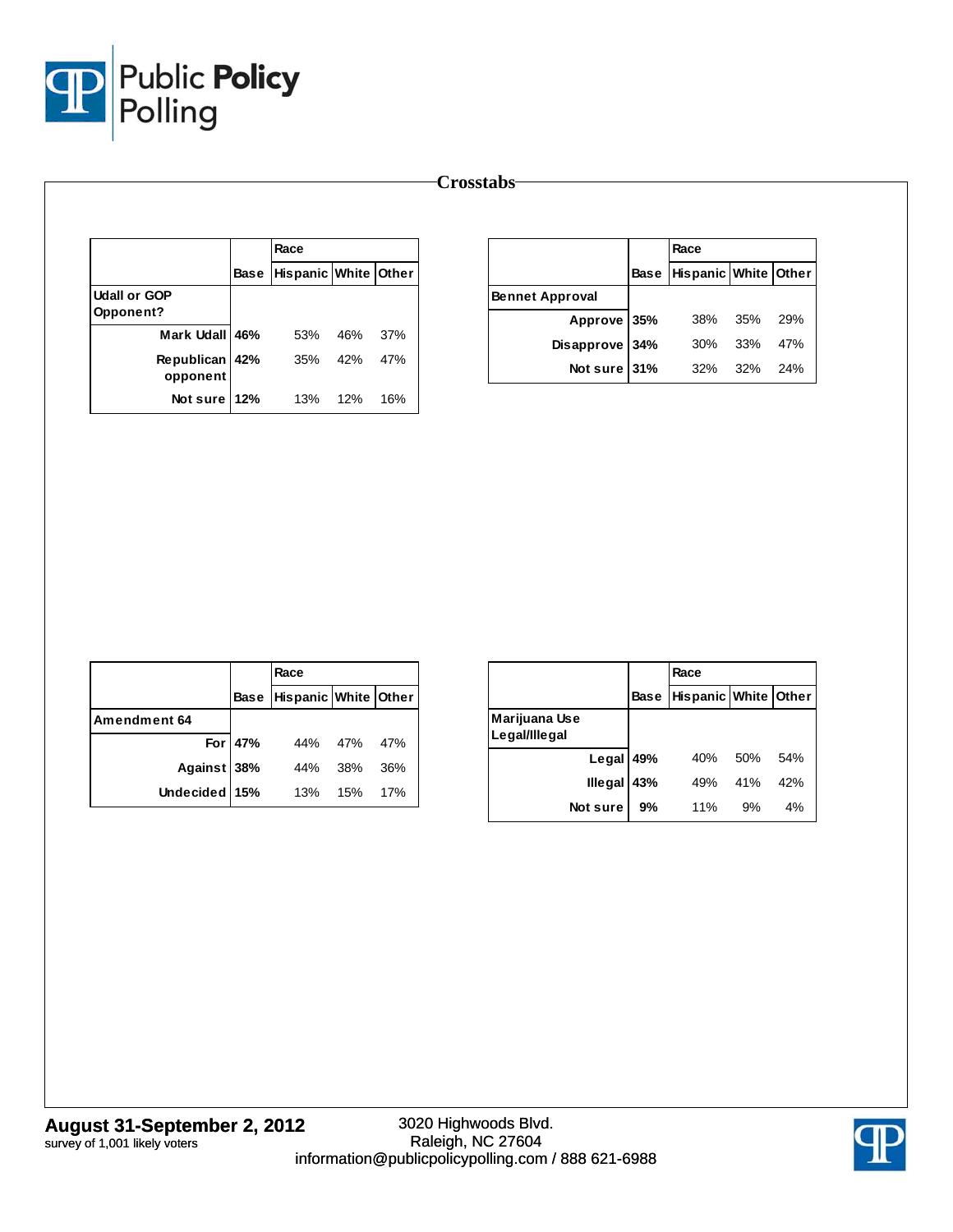# Crosstabs

| | Base | Race | | |
|---|---|---|---|---|
| | | Hispanic | White | Other |
| **Udall or GOP Opponent?** | | | | |
| Mark Udall | **46%** | 53% | 46% | 37% |
| Republican opponent | **42%** | 35% | 42% | 47% |
| Not sure | **12%** | 13% | 12% | 16% |

| | Base | Race | | |
|---|---|---|---|---|
| | | Hispanic | White | Other |
| **Bennet Approval** | | | | |
| Approve | **35%** | 38% | 35% | 29% |
| Disapprove | **34%** | 30% | 33% | 47% |
| Not sure | **31%** | 32% | 32% | 24% |

| | Base | Race | | |
|---|---|---|---|---|
| | | Hispanic | White | Other |
| **Amendment 64** | | | | |
| For | **47%** | 44% | 47% | 47% |
| Against | **38%** | 44% | 38% | 36% |
| Undecided | **15%** | 13% | 15% | 17% |

| | Base | Race | | |
|---|---|---|---|---|
| | | Hispanic | White | Other |
| **Marijuana Use Legal/Illegal** | | | | |
| Legal | **49%** | 40% | 50% | 54% |
| Illegal | **43%** | 49% | 41% | 42% |
| Not sure | **9%** | 11% | 9% | 4% |

**August 31-September 2, 2012**
survey of 1,001 likely voters

3020 Highwoods Blvd.
Raleigh, NC 27604
information@publicpolicypolling.com / 888 621-6988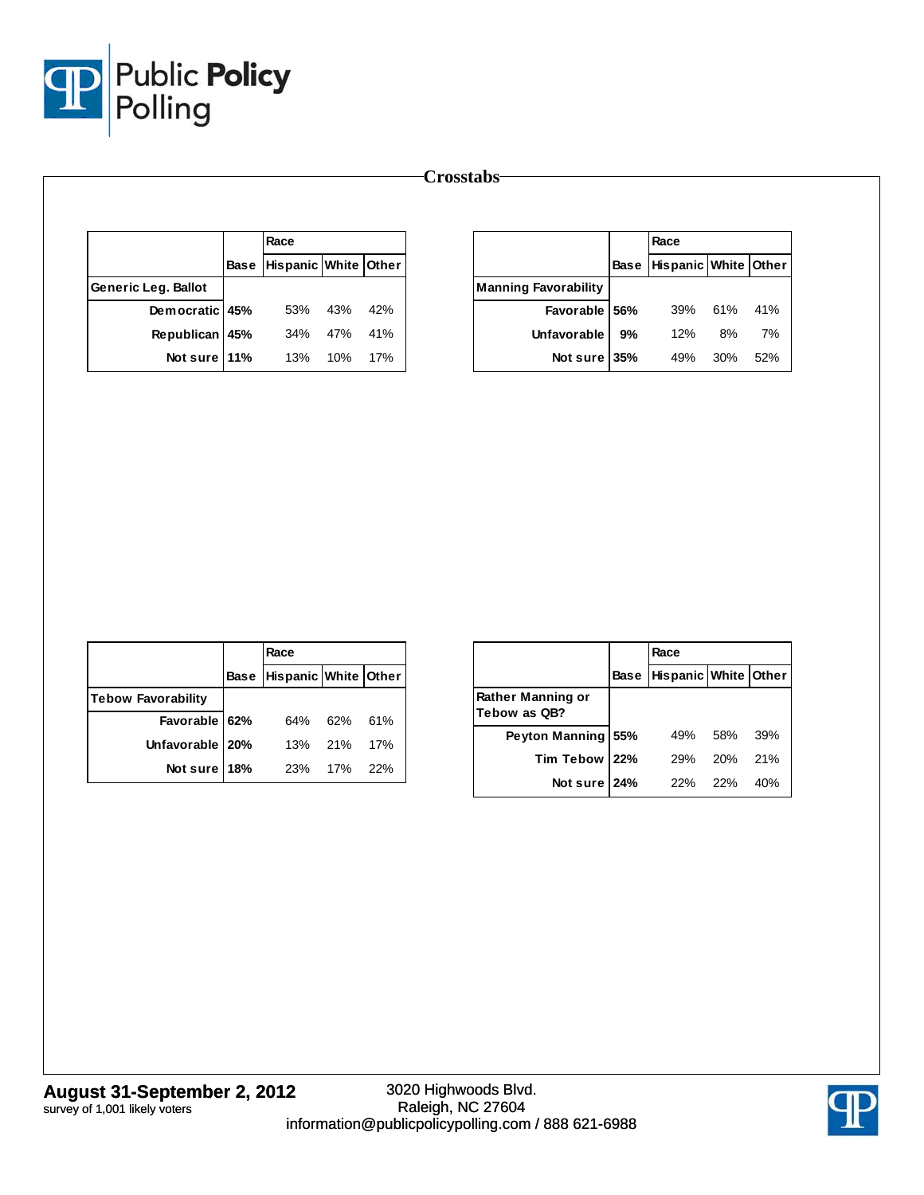## Crosstabs

| | Base | Race | | |
|---|---|---|---|---|
| | | Hispanic | White | Other |
| **Generic Leg. Ballot** | | | | |
| Democratic | **45%** | 53% | 43% | 42% |
| Republican | **45%** | 34% | 47% | 41% |
| Not sure | **11%** | 13% | 10% | 17% |

| | Base | Race | | |
|---|---|---|---|---|
| | | Hispanic | White | Other |
| **Manning Favorability** | | | | |
| Favorable | **56%** | 39% | 61% | 41% |
| Unfavorable | **9%** | 12% | 8% | 7% |
| Not sure | **35%** | 49% | 30% | 52% |

| | Base | Race | | |
|---|---|---|---|---|
| | | Hispanic | White | Other |
| **Tebow Favorability** | | | | |
| Favorable | **62%** | 64% | 62% | 61% |
| Unfavorable | **20%** | 13% | 21% | 17% |
| Not sure | **18%** | 23% | 17% | 22% |

| | Base | Race | | |
|---|---|---|---|---|
| | | Hispanic | White | Other |
| **Rather Manning or Tebow as QB?** | | | | |
| Peyton Manning | **55%** | 49% | 58% | 39% |
| Tim Tebow | **22%** | 29% | 20% | 21% |
| Not sure | **24%** | 22% | 22% | 40% |

**August 31-September 2, 2012**
survey of 1,001 likely voters

3020 Highwoods Blvd.
Raleigh, NC 27604
information@publicpolicypolling.com / 888 621-6988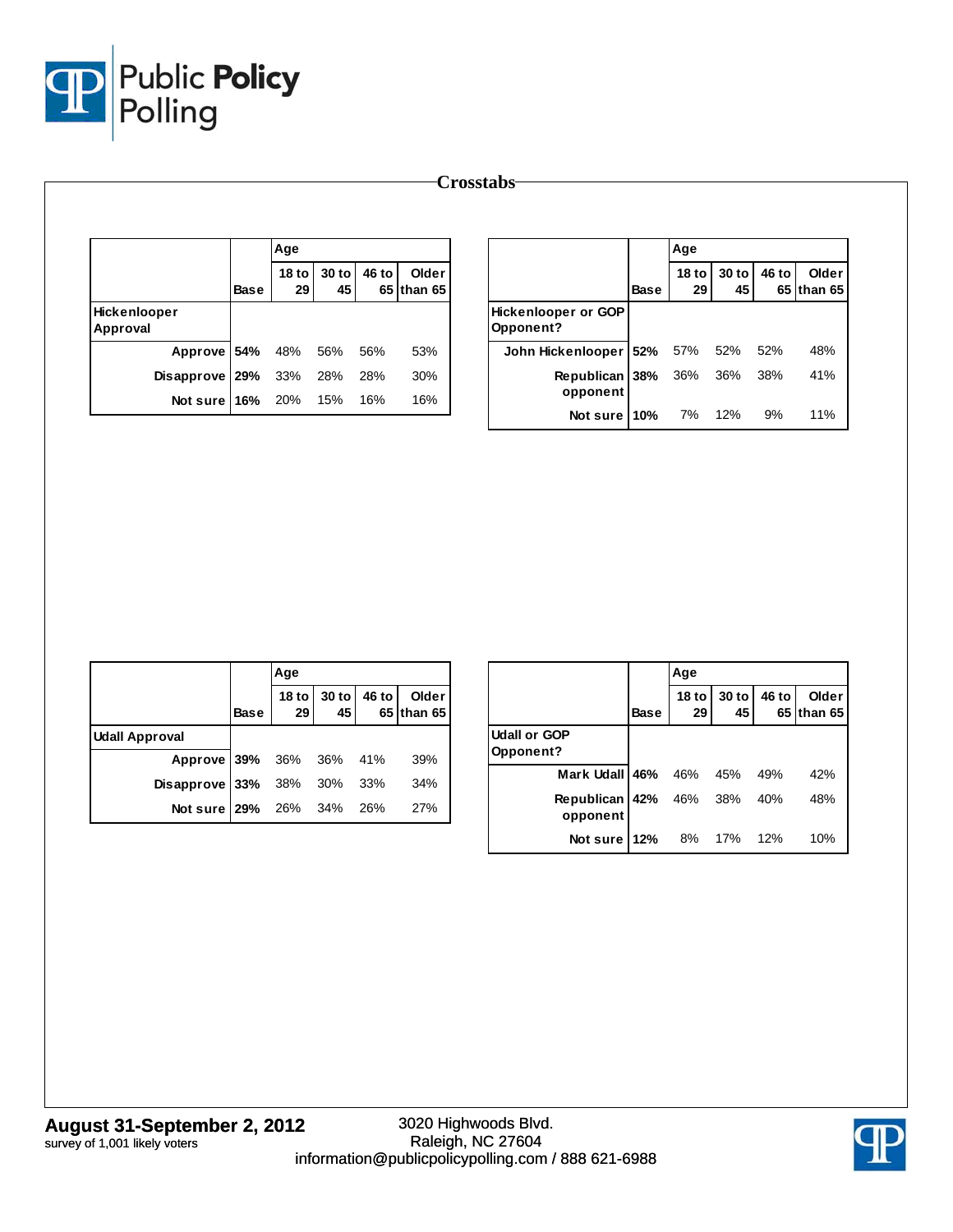## Crosstabs

| | Base | Age | | | |
|---|---|---|---|---|---|
| | | 18 to 29 | 30 to 45 | 46 to 65 | Older than 65 |
| **Hickenlooper Approval** | | | | | |
| Approve | **54%** | 48% | 56% | 56% | 53% |
| Disapprove | **29%** | 33% | 28% | 28% | 30% |
| Not sure | **16%** | 20% | 15% | 16% | 16% |

| | Base | Age | | | |
|---|---|---|---|---|---|
| | | 18 to 29 | 30 to 45 | 46 to 65 | Older than 65 |
| **Hickenlooper or GOP Opponent?** | | | | | |
| John Hickenlooper | **52%** | 57% | 52% | 52% | 48% |
| Republican opponent | **38%** | 36% | 36% | 38% | 41% |
| Not sure | **10%** | 7% | 12% | 9% | 11% |

| | Base | Age | | | |
|---|---|---|---|---|---|
| | | 18 to 29 | 30 to 45 | 46 to 65 | Older than 65 |
| **Udall Approval** | | | | | |
| Approve | **39%** | 36% | 36% | 41% | 39% |
| Disapprove | **33%** | 38% | 30% | 33% | 34% |
| Not sure | **29%** | 26% | 34% | 26% | 27% |

| | Base | Age | | | |
|---|---|---|---|---|---|
| | | 18 to 29 | 30 to 45 | 46 to 65 | Older than 65 |
| **Udall or GOP Opponent?** | | | | | |
| Mark Udall | **46%** | 46% | 45% | 49% | 42% |
| Republican opponent | **42%** | 46% | 38% | 40% | 48% |
| Not sure | **12%** | 8% | 17% | 12% | 10% |

**August 31-September 2, 2012**
survey of 1,001 likely voters

3020 Highwoods Blvd.
Raleigh, NC 27604
information@publicpolicypolling.com / 888 621-6988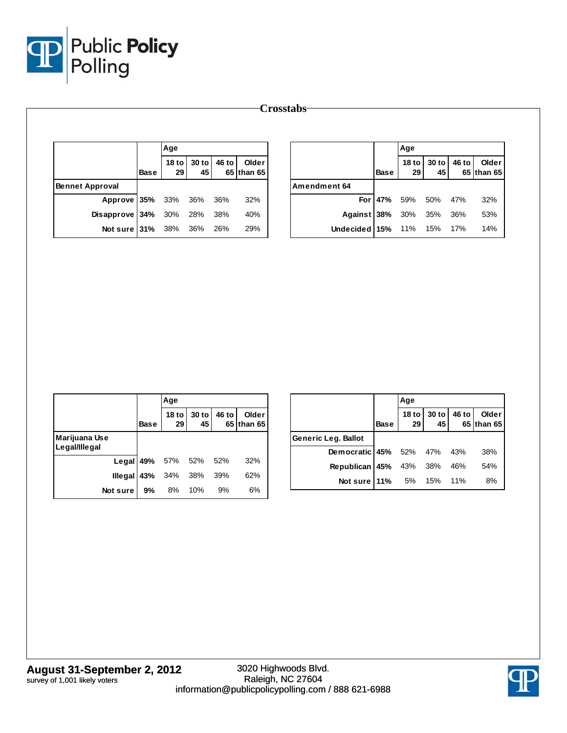## Crosstabs

| | Base | Age | | | |
|---|---|---|---|---|---|
| | | 18 to 29 | 30 to 45 | 46 to 65 | Older than 65 |
| **Bennet Approval** | | | | | |
| Approve | **35%** | 33% | 36% | 36% | 32% |
| Disapprove | **34%** | 30% | 28% | 38% | 40% |
| Not sure | **31%** | 38% | 36% | 26% | 29% |

| | Base | Age | | | |
|---|---|---|---|---|---|
| | | 18 to 29 | 30 to 45 | 46 to 65 | Older than 65 |
| **Amendment 64** | | | | | |
| For | **47%** | 59% | 50% | 47% | 32% |
| Against | **38%** | 30% | 35% | 36% | 53% |
| Undecided | **15%** | 11% | 15% | 17% | 14% |

| | Base | Age | | | |
|---|---|---|---|---|---|
| | | 18 to 29 | 30 to 45 | 46 to 65 | Older than 65 |
| **Marijuana Use Legal/Illegal** | | | | | |
| Legal | **49%** | 57% | 52% | 52% | 32% |
| Illegal | **43%** | 34% | 38% | 39% | 62% |
| Not sure | **9%** | 8% | 10% | 9% | 6% |

| | Base | Age | | | |
|---|---|---|---|---|---|
| | | 18 to 29 | 30 to 45 | 46 to 65 | Older than 65 |
| **Generic Leg. Ballot** | | | | | |
| Democratic | **45%** | 52% | 47% | 43% | 38% |
| Republican | **45%** | 43% | 38% | 46% | 54% |
| Not sure | **11%** | 5% | 15% | 11% | 8% |

**August 31-September 2, 2012**
survey of 1,001 likely voters

3020 Highwoods Blvd.
Raleigh, NC 27604
information@publicpolicypolling.com / 888 621-6988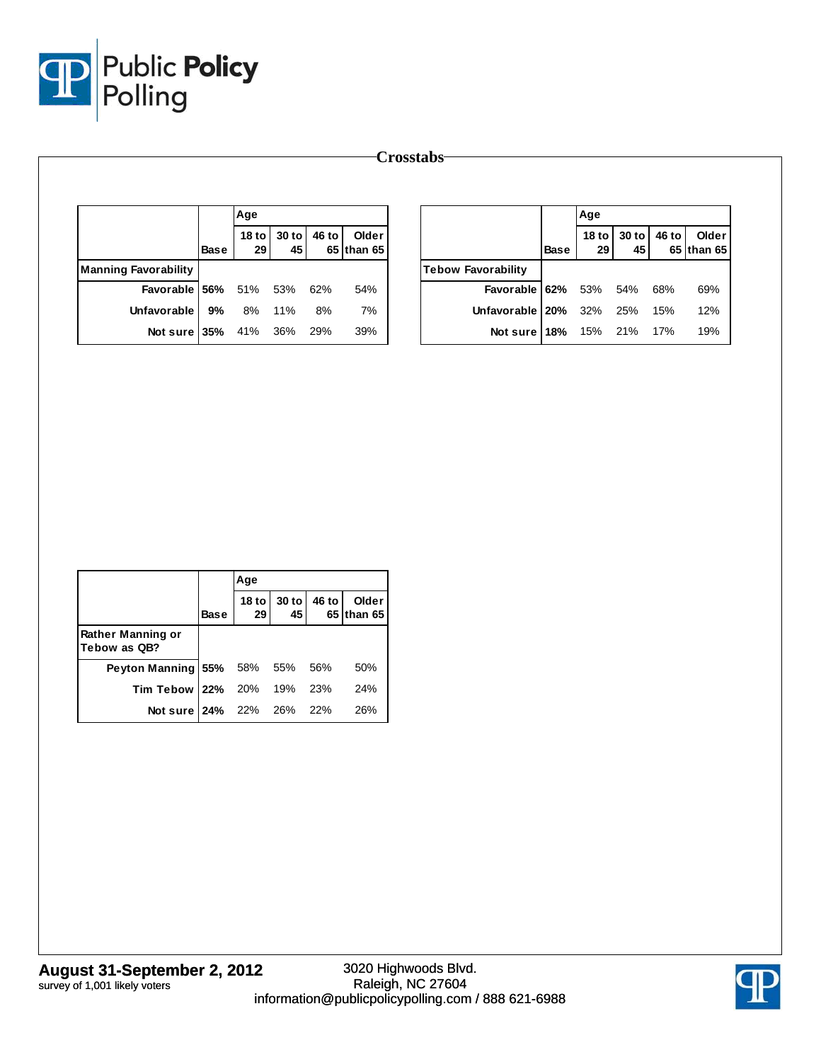# Crosstabs

| | Base | Age | | | |
|---|---|---|---|---|---|
| | | 18 to 29 | 30 to 45 | 46 to 65 | Older than 65 |
| **Manning Favorability** | | | | | |
| Favorable | 56% | 51% | 53% | 62% | 54% |
| Unfavorable | 9% | 8% | 11% | 8% | 7% |
| Not sure | 35% | 41% | 36% | 29% | 39% |

| | Base | Age | | | |
|---|---|---|---|---|---|
| | | 18 to 29 | 30 to 45 | 46 to 65 | Older than 65 |
| **Tebow Favorability** | | | | | |
| Favorable | 62% | 53% | 54% | 68% | 69% |
| Unfavorable | 20% | 32% | 25% | 15% | 12% |
| Not sure | 18% | 15% | 21% | 17% | 19% |

| | Base | Age | | | |
|---|---|---|---|---|---|
| | | 18 to 29 | 30 to 45 | 46 to 65 | Older than 65 |
| **Rather Manning or Tebow as QB?** | | | | | |
| Peyton Manning | 55% | 58% | 55% | 56% | 50% |
| Tim Tebow | 22% | 20% | 19% | 23% | 24% |
| Not sure | 24% | 22% | 26% | 22% | 26% |

**August 31-September 2, 2012**
survey of 1,001 likely voters

3020 Highwoods Blvd.
Raleigh, NC 27604
information@publicpolicypolling.com / 888 621-6988